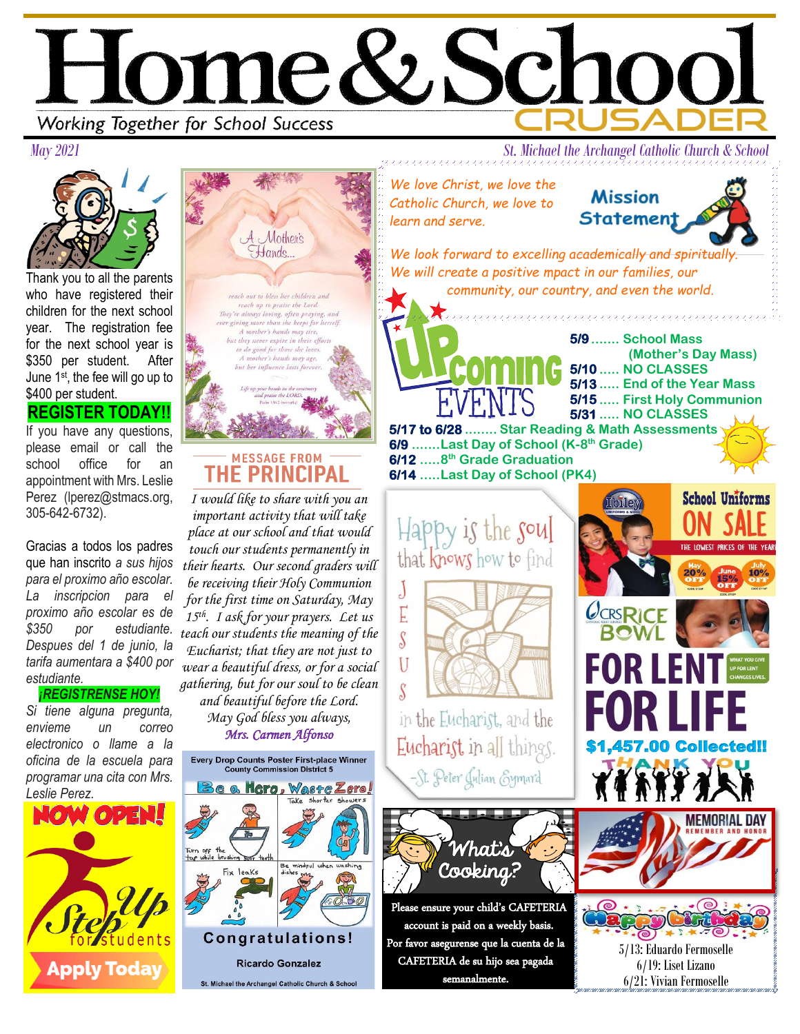# Home & School

Working Together for School Success

CRUSADER

*May 2021*

*St. Michael the Archangel Catholic Church & School*

Thank you to all the parents who have registered their children for the next school year. The registration fee for the next school year is $350 per student. After June 1st, the fee will go up to $400 per student.

**REGISTER TODAY!!**

If you have any questions, please email or call the school office for an appointment with Mrs. Leslie Perez (lperez@stmacs.org, 305-642-6732).

Gracias a todos los padres que han inscrito *a sus hijos para el proximo año escolar. La inscripcion para el proximo año escolar es de $350 por estudiante. Despues del 1 de junio, la tarifa aumentara a $400 por estudiante.*

***¡REGISTRENSE HOY!***

*Si tiene alguna pregunta, envieme un correo electronico o llame a la oficina de la escuela para programar una cita con Mrs. Leslie Perez.*

**NOW OPEN!**

Step Up for Students

**Apply Today**

*A Mother's Hands...*

*reach out to bless her children and reach up to praise the Lord. They're always loving, often praying, and ever giving more than she keeps for herself. A mother's hands may tire, but they never expire in their efforts to do good for those she loves. A mother's hands may age, but her influence lasts forever.*

*Lift up your hands in the sanctuary and praise the LORD. Psalm 134:2*

## MESSAGE FROM THE PRINCIPAL

*I would like to share with you an important activity that will take place at our school and that would touch our students permanently in their hearts. Our second graders will be receiving their Holy Communion for the first time on Saturday, May 15th. I ask for your prayers. Let us teach our students the meaning of the Eucharist; that they are not just to wear a beautiful dress, or for a social gathering, but for our soul to be clean and beautiful before the Lord.*

*May God bless you always,*

*Mrs. Carmen Alfonso*

**Every Drop Counts Poster First-place Winner**
**County Commission District 5**

Be a Hero, Waste Zero!

Congratulations!

Ricardo Gonzalez

St. Michael the Archangel Catholic Church & School

## Mission Statement

*We love Christ, we love the Catholic Church, we love to learn and serve.*

*We look forward to excelling academically and spiritually. We will create a positive mpact in our families, our community, our country, and even the world.*

## UPcoming EVENTS

- **5/9** ....... School Mass (Mother's Day Mass)
- **5/10** ..... NO CLASSES
- **5/13** ..... End of the Year Mass
- **5/15** ..... First Holy Communion
- **5/31** ..... NO CLASSES
- **5/17 to 6/28** ........ Star Reading & Math Assessments
- **6/9** .......Last Day of School (K-8th Grade)
- **6/12** .....8th Grade Graduation
- **6/14** .....Last Day of School (PK4)

Happy is the soul that knows how to find JESUS in the Eucharist, and the Eucharist in all things.

-St. Peter Julian Eymard

**School Uniforms ON SALE**

THE LOWEST PRICES OF THE YEAR

May 20% OFF · June 15% OFF · July 10% OFF

**CRS RICE BOWL**

**FOR LENT FOR LIFE**

**$1,457.00 Collected!!**

**THANK YOU**

### What's Cooking?

Please ensure your child's CAFETERIA account is paid on a weekly basis.

Por favor asegurense que la cuenta de la CAFETERIA de su hijo sea pagada semanalmente.

**MEMORIAL DAY**

REMEMBER AND HONOR

### Happy Birthday

5/13: Eduardo Fermoselle
6/19: Liset Lizano
6/21: Vivian Fermoselle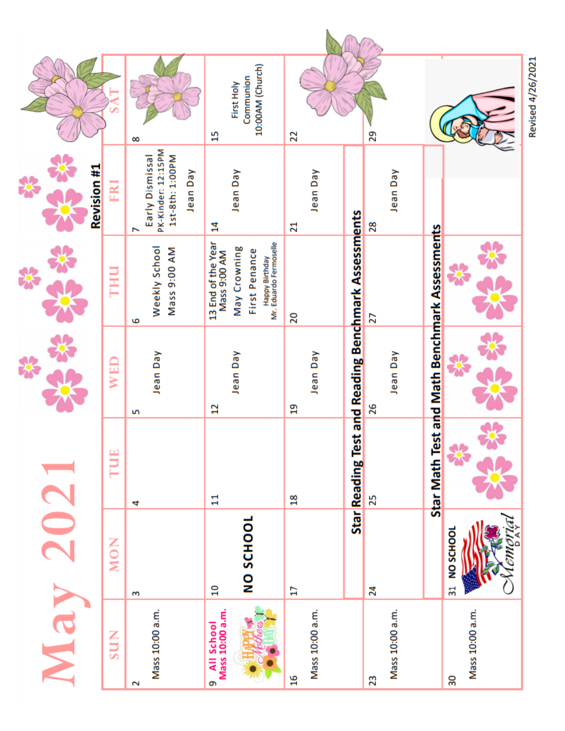# May 2021

**Revision #1**

| SUN | MON | TUE | WED | THU | FRI | SAT |
|---|---|---|---|---|---|---|
| 2 Mass 10:00 a.m. | 3 | 4 | 5 Jean Day | 6 Weekly School Mass 9:00 AM | 7 Early Dismissal PK-Kinder: 12:15PM 1st-8th: 1:00PM Jean Day | 8 |
| 9 All School Mass 10:00 a.m. | 10 NO SCHOOL | 11 | 12 Jean Day | 13 End of the Year Mass 9:00 AM May Crowning First Penance Happy Birthday Mr. Eduardo Fermoselle | 14 Jean Day | 15 First Holy Communion 10:00AM (Church) |
| 16 Mass 10:00 a.m. | 17 | 18 | 19 Jean Day | 20 | 21 Jean Day | 22 |
| 23 Mass 10:00 a.m. | 24 | 25 | 26 Jean Day | 27 | 28 Jean Day | 29 |
| 30 Mass 10:00 a.m. | 31 NO SCHOOL Memorial Day | | | | | |

Star Reading Test and Reading Benchmark Assessments (May 17 – May 21)

Star Math Test and Math Benchmark Assessments (May 24 – May 28)

Revised 4/26/2021